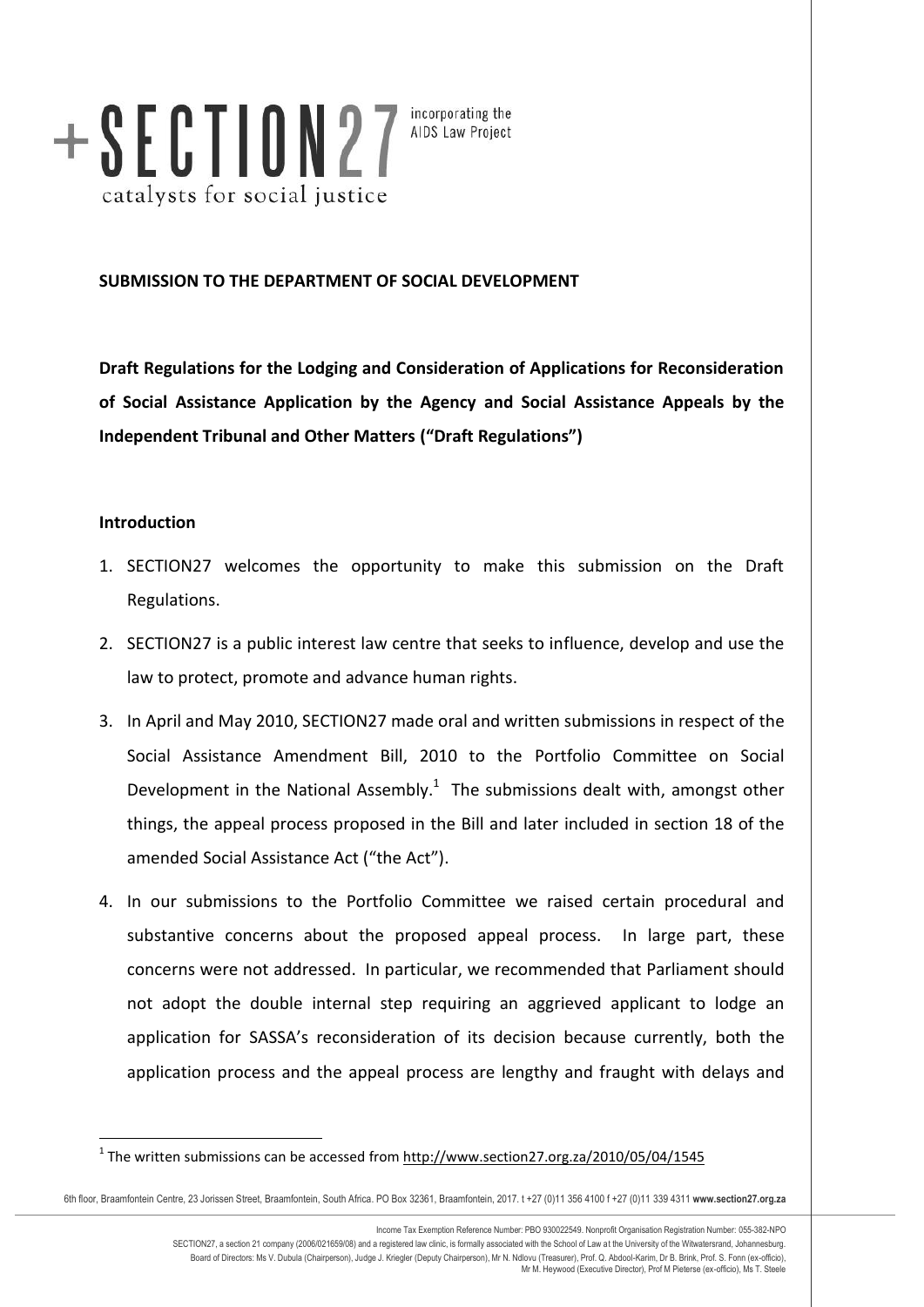+SECTION27 incorporating the AIDS Law Project

catalysts for social justice

**SUBMISSION TO THE DEPARTMENT OF SOCIAL DEVELOPMENT**

**Draft Regulations for the Lodging and Consideration of Applications for Reconsideration of Social Assistance Application by the Agency and Social Assistance Appeals by the Independent Tribunal and Other Matters ("Draft Regulations")**

**Introduction**

1. SECTION27 welcomes the opportunity to make this submission on the Draft Regulations.

2. SECTION27 is a public interest law centre that seeks to influence, develop and use the law to protect, promote and advance human rights.

3. In April and May 2010, SECTION27 made oral and written submissions in respect of the Social Assistance Amendment Bill, 2010 to the Portfolio Committee on Social Development in the National Assembly.[1] The submissions dealt with, amongst other things, the appeal process proposed in the Bill and later included in section 18 of the amended Social Assistance Act ("the Act").

4. In our submissions to the Portfolio Committee we raised certain procedural and substantive concerns about the proposed appeal process. In large part, these concerns were not addressed. In particular, we recommended that Parliament should not adopt the double internal step requiring an aggrieved applicant to lodge an application for SASSA's reconsideration of its decision because currently, both the application process and the appeal process are lengthy and fraught with delays and

[1] The written submissions can be accessed from http://www.section27.org.za/2010/05/04/1545

6th floor, Braamfontein Centre, 23 Jorissen Street, Braamfontein, South Africa. PO Box 32361, Braamfontein, 2017. t +27 (0)11 356 4100 f +27 (0)11 339 4311 **www.section27.org.za**

Income Tax Exemption Reference Number: PBO 930022549. Nonprofit Organisation Registration Number: 055-382-NPO

SECTION27, a section 21 company (2006/021659/08) and a registered law clinic, is formally associated with the School of Law at the University of the Witwatersrand, Johannesburg.

Board of Directors: Ms V. Dubula (Chairperson), Judge J. Kriegler (Deputy Chairperson), Mr N. Ndlovu (Treasurer), Prof. Q. Abdool-Karim, Dr B. Brink, Prof. S. Fonn (ex-officio), Mr M. Heywood (Executive Director), Prof M Pieterse (ex-officio), Ms T. Steele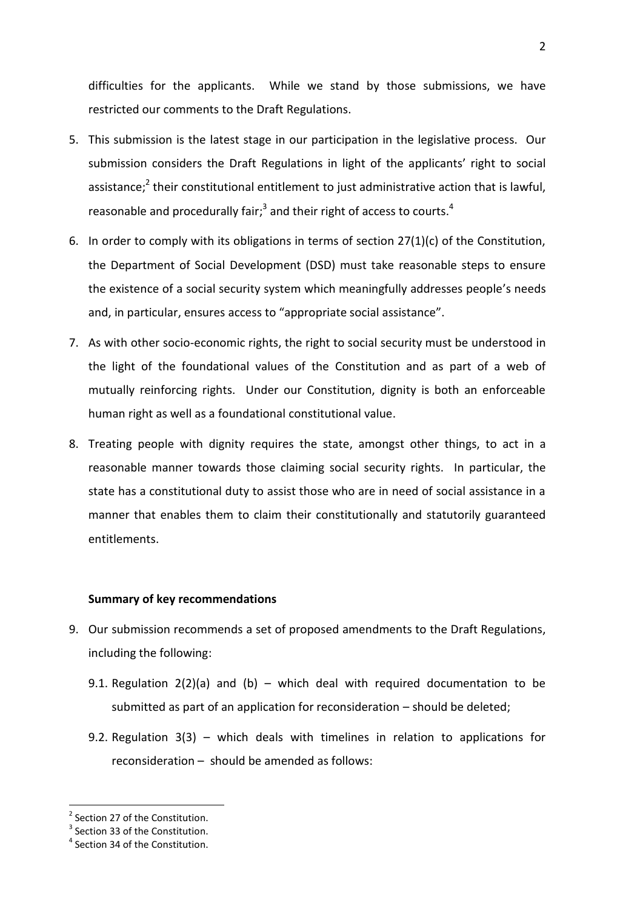difficulties for the applicants. While we stand by those submissions, we have restricted our comments to the Draft Regulations.

5. This submission is the latest stage in our participation in the legislative process. Our submission considers the Draft Regulations in light of the applicants' right to social assistance;[2] their constitutional entitlement to just administrative action that is lawful, reasonable and procedurally fair;[3] and their right of access to courts.[4]

6. In order to comply with its obligations in terms of section 27(1)(c) of the Constitution, the Department of Social Development (DSD) must take reasonable steps to ensure the existence of a social security system which meaningfully addresses people's needs and, in particular, ensures access to "appropriate social assistance".

7. As with other socio-economic rights, the right to social security must be understood in the light of the foundational values of the Constitution and as part of a web of mutually reinforcing rights. Under our Constitution, dignity is both an enforceable human right as well as a foundational constitutional value.

8. Treating people with dignity requires the state, amongst other things, to act in a reasonable manner towards those claiming social security rights. In particular, the state has a constitutional duty to assist those who are in need of social assistance in a manner that enables them to claim their constitutionally and statutorily guaranteed entitlements.

**Summary of key recommendations**

9. Our submission recommends a set of proposed amendments to the Draft Regulations, including the following:

   9.1. Regulation 2(2)(a) and (b) – which deal with required documentation to be submitted as part of an application for reconsideration – should be deleted;

   9.2. Regulation 3(3) – which deals with timelines in relation to applications for reconsideration – should be amended as follows:

---

[2] Section 27 of the Constitution.

[3] Section 33 of the Constitution.

[4] Section 34 of the Constitution.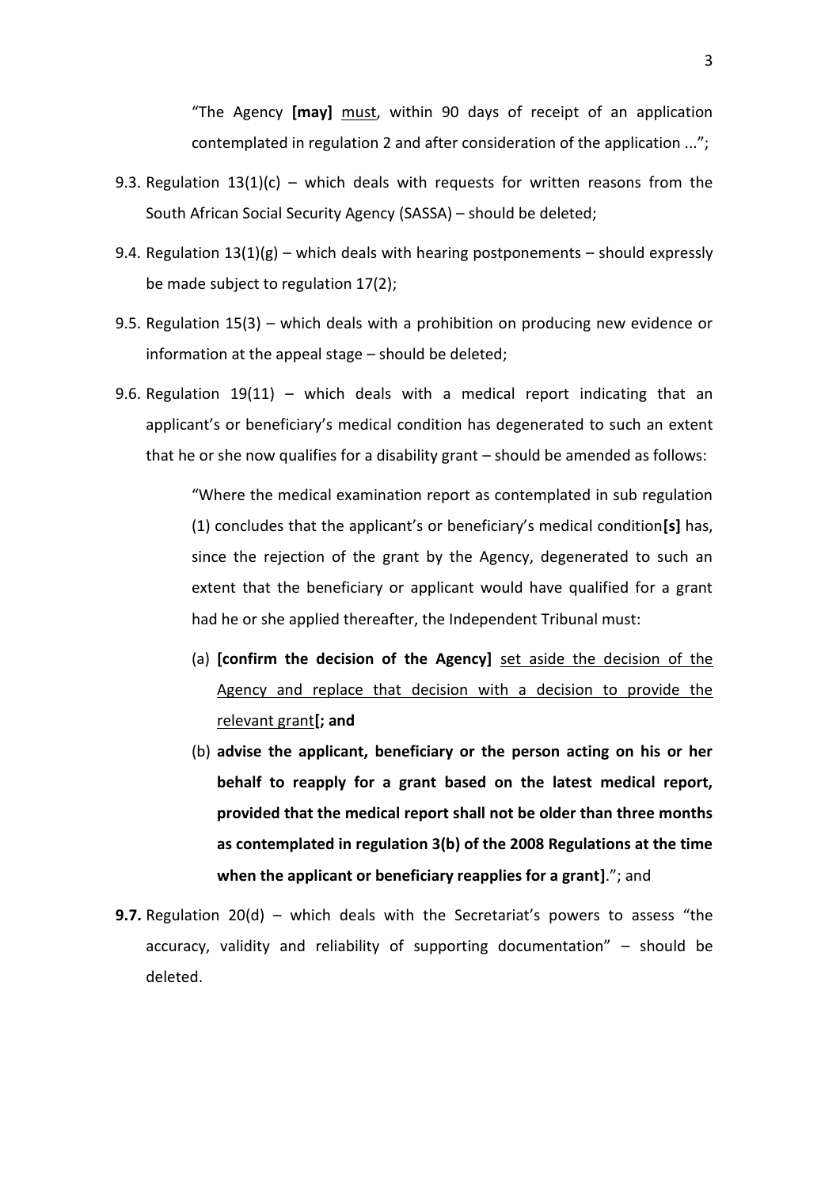> "The Agency **[may]** <u>must</u>, within 90 days of receipt of an application contemplated in regulation 2 and after consideration of the application ...";

9.3. Regulation 13(1)(c) – which deals with requests for written reasons from the South African Social Security Agency (SASSA) – should be deleted;

9.4. Regulation 13(1)(g) – which deals with hearing postponements – should expressly be made subject to regulation 17(2);

9.5. Regulation 15(3) – which deals with a prohibition on producing new evidence or information at the appeal stage – should be deleted;

9.6. Regulation 19(11) – which deals with a medical report indicating that an applicant's or beneficiary's medical condition has degenerated to such an extent that he or she now qualifies for a disability grant – should be amended as follows:

> "Where the medical examination report as contemplated in sub regulation (1) concludes that the applicant's or beneficiary's medical condition**[s]** has, since the rejection of the grant by the Agency, degenerated to such an extent that the beneficiary or applicant would have qualified for a grant had he or she applied thereafter, the Independent Tribunal must:
>
> (a) **[confirm the decision of the Agency]** <u>set aside the decision of the Agency and replace that decision with a decision to provide the relevant grant</u>**[; and**
>
> (b) **advise the applicant, beneficiary or the person acting on his or her behalf to reapply for a grant based on the latest medical report, provided that the medical report shall not be older than three months as contemplated in regulation 3(b) of the 2008 Regulations at the time when the applicant or beneficiary reapplies for a grant]**."; and

**9.7.** Regulation 20(d) – which deals with the Secretariat's powers to assess "the accuracy, validity and reliability of supporting documentation" – should be deleted.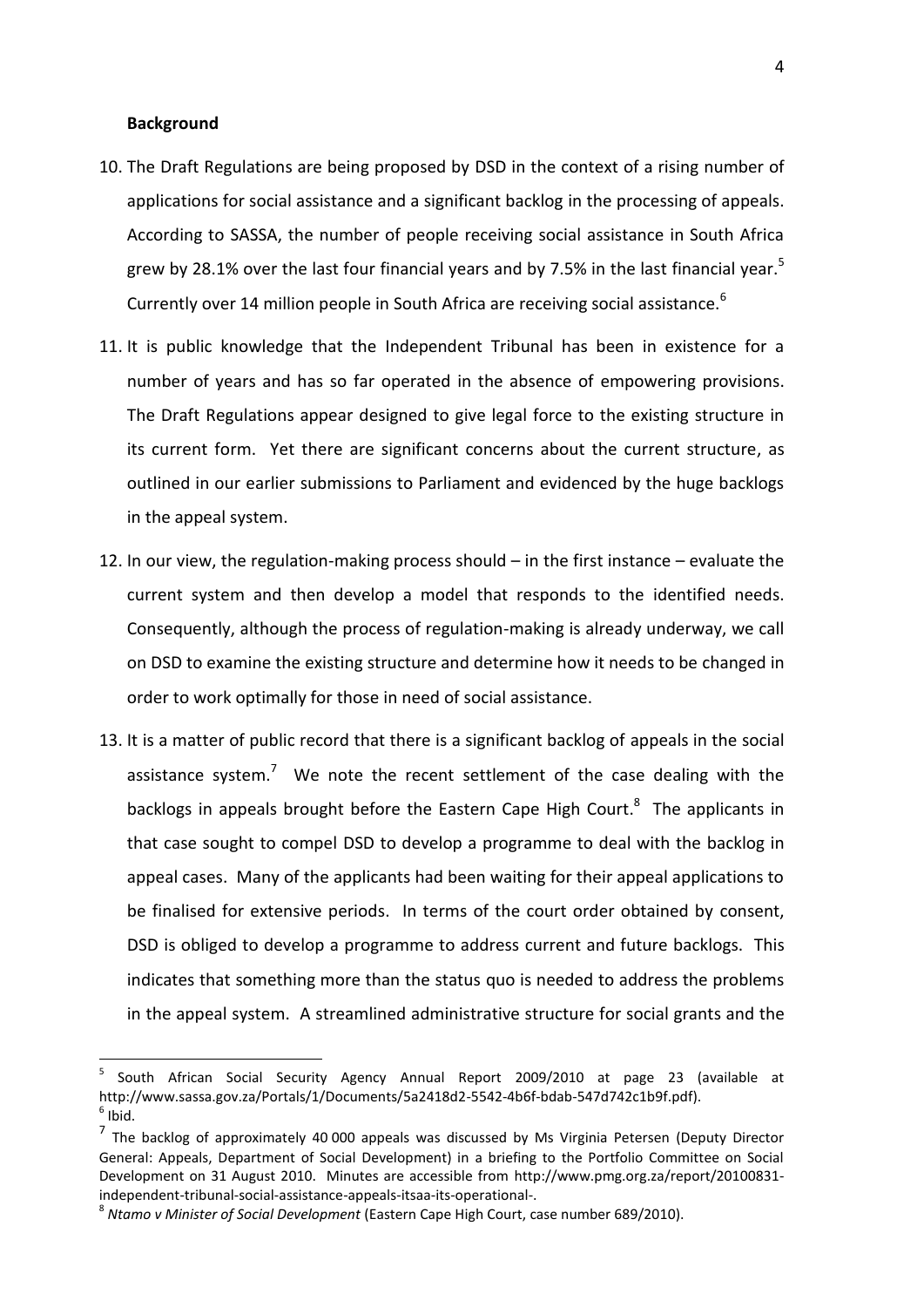**Background**

10. The Draft Regulations are being proposed by DSD in the context of a rising number of applications for social assistance and a significant backlog in the processing of appeals. According to SASSA, the number of people receiving social assistance in South Africa grew by 28.1% over the last four financial years and by 7.5% in the last financial year.[5] Currently over 14 million people in South Africa are receiving social assistance.[6]

11. It is public knowledge that the Independent Tribunal has been in existence for a number of years and has so far operated in the absence of empowering provisions. The Draft Regulations appear designed to give legal force to the existing structure in its current form. Yet there are significant concerns about the current structure, as outlined in our earlier submissions to Parliament and evidenced by the huge backlogs in the appeal system.

12. In our view, the regulation-making process should – in the first instance – evaluate the current system and then develop a model that responds to the identified needs. Consequently, although the process of regulation-making is already underway, we call on DSD to examine the existing structure and determine how it needs to be changed in order to work optimally for those in need of social assistance.

13. It is a matter of public record that there is a significant backlog of appeals in the social assistance system.[7] We note the recent settlement of the case dealing with the backlogs in appeals brought before the Eastern Cape High Court.[8] The applicants in that case sought to compel DSD to develop a programme to deal with the backlog in appeal cases. Many of the applicants had been waiting for their appeal applications to be finalised for extensive periods. In terms of the court order obtained by consent, DSD is obliged to develop a programme to address current and future backlogs. This indicates that something more than the status quo is needed to address the problems in the appeal system. A streamlined administrative structure for social grants and the

---

[5] South African Social Security Agency Annual Report 2009/2010 at page 23 (available at http://www.sassa.gov.za/Portals/1/Documents/5a2418d2-5542-4b6f-bdab-547d742c1b9f.pdf).

[6] Ibid.

[7] The backlog of approximately 40 000 appeals was discussed by Ms Virginia Petersen (Deputy Director General: Appeals, Department of Social Development) in a briefing to the Portfolio Committee on Social Development on 31 August 2010. Minutes are accessible from http://www.pmg.org.za/report/20100831-independent-tribunal-social-assistance-appeals-itsaa-its-operational-.

[8] *Ntamo v Minister of Social Development* (Eastern Cape High Court, case number 689/2010).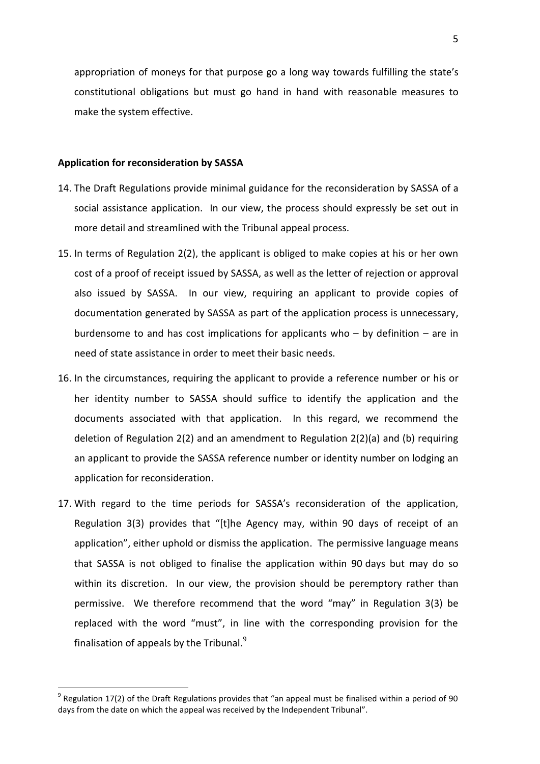appropriation of moneys for that purpose go a long way towards fulfilling the state's constitutional obligations but must go hand in hand with reasonable measures to make the system effective.

**Application for reconsideration by SASSA**

14. The Draft Regulations provide minimal guidance for the reconsideration by SASSA of a social assistance application. In our view, the process should expressly be set out in more detail and streamlined with the Tribunal appeal process.

15. In terms of Regulation 2(2), the applicant is obliged to make copies at his or her own cost of a proof of receipt issued by SASSA, as well as the letter of rejection or approval also issued by SASSA. In our view, requiring an applicant to provide copies of documentation generated by SASSA as part of the application process is unnecessary, burdensome to and has cost implications for applicants who – by definition – are in need of state assistance in order to meet their basic needs.

16. In the circumstances, requiring the applicant to provide a reference number or his or her identity number to SASSA should suffice to identify the application and the documents associated with that application. In this regard, we recommend the deletion of Regulation 2(2) and an amendment to Regulation 2(2)(a) and (b) requiring an applicant to provide the SASSA reference number or identity number on lodging an application for reconsideration.

17. With regard to the time periods for SASSA's reconsideration of the application, Regulation 3(3) provides that "[t]he Agency may, within 90 days of receipt of an application", either uphold or dismiss the application. The permissive language means that SASSA is not obliged to finalise the application within 90 days but may do so within its discretion. In our view, the provision should be peremptory rather than permissive. We therefore recommend that the word "may" in Regulation 3(3) be replaced with the word "must", in line with the corresponding provision for the finalisation of appeals by the Tribunal.[9]

---

[9] Regulation 17(2) of the Draft Regulations provides that "an appeal must be finalised within a period of 90 days from the date on which the appeal was received by the Independent Tribunal".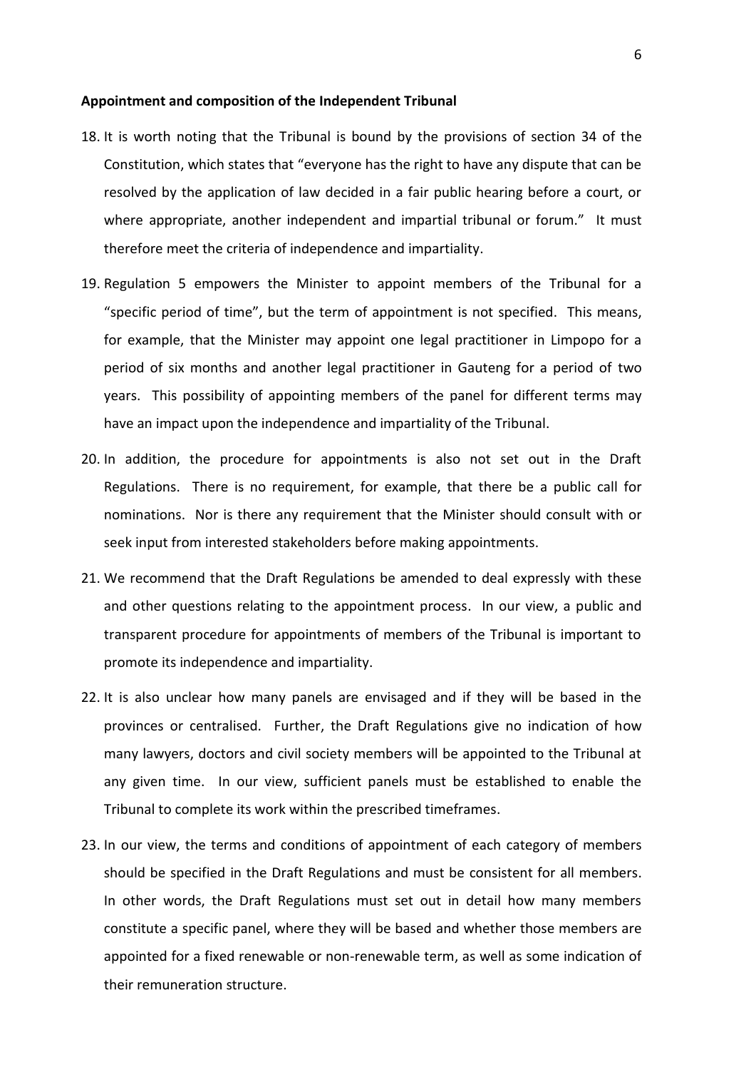**Appointment and composition of the Independent Tribunal**

18. It is worth noting that the Tribunal is bound by the provisions of section 34 of the Constitution, which states that "everyone has the right to have any dispute that can be resolved by the application of law decided in a fair public hearing before a court, or where appropriate, another independent and impartial tribunal or forum." It must therefore meet the criteria of independence and impartiality.

19. Regulation 5 empowers the Minister to appoint members of the Tribunal for a "specific period of time", but the term of appointment is not specified. This means, for example, that the Minister may appoint one legal practitioner in Limpopo for a period of six months and another legal practitioner in Gauteng for a period of two years. This possibility of appointing members of the panel for different terms may have an impact upon the independence and impartiality of the Tribunal.

20. In addition, the procedure for appointments is also not set out in the Draft Regulations. There is no requirement, for example, that there be a public call for nominations. Nor is there any requirement that the Minister should consult with or seek input from interested stakeholders before making appointments.

21. We recommend that the Draft Regulations be amended to deal expressly with these and other questions relating to the appointment process. In our view, a public and transparent procedure for appointments of members of the Tribunal is important to promote its independence and impartiality.

22. It is also unclear how many panels are envisaged and if they will be based in the provinces or centralised. Further, the Draft Regulations give no indication of how many lawyers, doctors and civil society members will be appointed to the Tribunal at any given time. In our view, sufficient panels must be established to enable the Tribunal to complete its work within the prescribed timeframes.

23. In our view, the terms and conditions of appointment of each category of members should be specified in the Draft Regulations and must be consistent for all members. In other words, the Draft Regulations must set out in detail how many members constitute a specific panel, where they will be based and whether those members are appointed for a fixed renewable or non-renewable term, as well as some indication of their remuneration structure.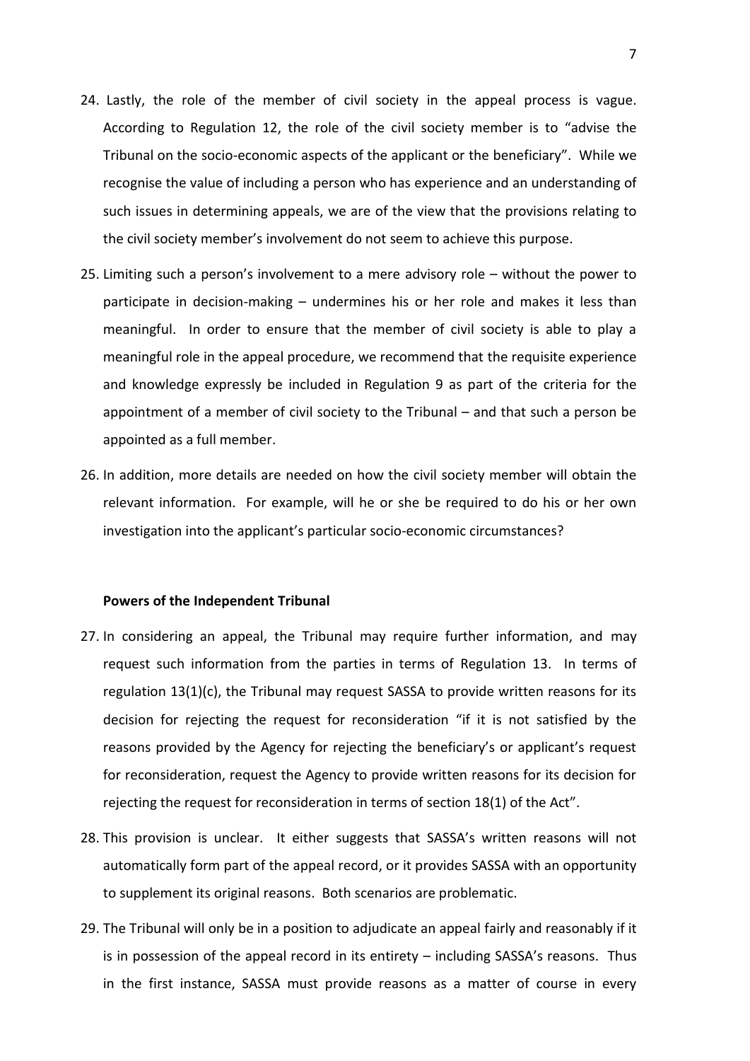24. Lastly, the role of the member of civil society in the appeal process is vague. According to Regulation 12, the role of the civil society member is to "advise the Tribunal on the socio-economic aspects of the applicant or the beneficiary". While we recognise the value of including a person who has experience and an understanding of such issues in determining appeals, we are of the view that the provisions relating to the civil society member's involvement do not seem to achieve this purpose.

25. Limiting such a person's involvement to a mere advisory role – without the power to participate in decision-making – undermines his or her role and makes it less than meaningful. In order to ensure that the member of civil society is able to play a meaningful role in the appeal procedure, we recommend that the requisite experience and knowledge expressly be included in Regulation 9 as part of the criteria for the appointment of a member of civil society to the Tribunal – and that such a person be appointed as a full member.

26. In addition, more details are needed on how the civil society member will obtain the relevant information. For example, will he or she be required to do his or her own investigation into the applicant's particular socio-economic circumstances?

**Powers of the Independent Tribunal**

27. In considering an appeal, the Tribunal may require further information, and may request such information from the parties in terms of Regulation 13. In terms of regulation 13(1)(c), the Tribunal may request SASSA to provide written reasons for its decision for rejecting the request for reconsideration "if it is not satisfied by the reasons provided by the Agency for rejecting the beneficiary's or applicant's request for reconsideration, request the Agency to provide written reasons for its decision for rejecting the request for reconsideration in terms of section 18(1) of the Act".

28. This provision is unclear. It either suggests that SASSA's written reasons will not automatically form part of the appeal record, or it provides SASSA with an opportunity to supplement its original reasons. Both scenarios are problematic.

29. The Tribunal will only be in a position to adjudicate an appeal fairly and reasonably if it is in possession of the appeal record in its entirety – including SASSA's reasons. Thus in the first instance, SASSA must provide reasons as a matter of course in every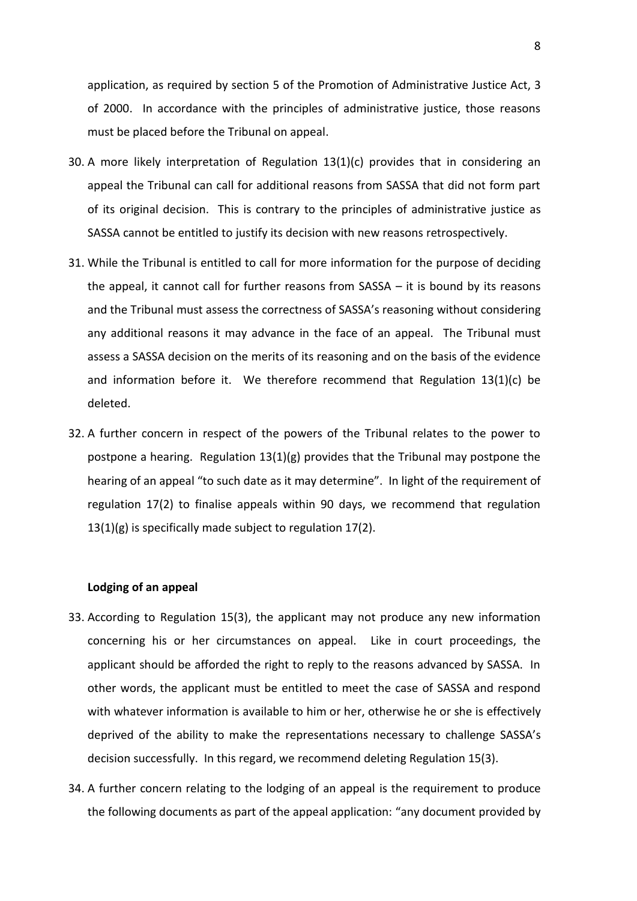application, as required by section 5 of the Promotion of Administrative Justice Act, 3 of 2000. In accordance with the principles of administrative justice, those reasons must be placed before the Tribunal on appeal.

30. A more likely interpretation of Regulation 13(1)(c) provides that in considering an appeal the Tribunal can call for additional reasons from SASSA that did not form part of its original decision. This is contrary to the principles of administrative justice as SASSA cannot be entitled to justify its decision with new reasons retrospectively.

31. While the Tribunal is entitled to call for more information for the purpose of deciding the appeal, it cannot call for further reasons from SASSA – it is bound by its reasons and the Tribunal must assess the correctness of SASSA's reasoning without considering any additional reasons it may advance in the face of an appeal. The Tribunal must assess a SASSA decision on the merits of its reasoning and on the basis of the evidence and information before it. We therefore recommend that Regulation 13(1)(c) be deleted.

32. A further concern in respect of the powers of the Tribunal relates to the power to postpone a hearing. Regulation 13(1)(g) provides that the Tribunal may postpone the hearing of an appeal "to such date as it may determine". In light of the requirement of regulation 17(2) to finalise appeals within 90 days, we recommend that regulation 13(1)(g) is specifically made subject to regulation 17(2).

**Lodging of an appeal**

33. According to Regulation 15(3), the applicant may not produce any new information concerning his or her circumstances on appeal. Like in court proceedings, the applicant should be afforded the right to reply to the reasons advanced by SASSA. In other words, the applicant must be entitled to meet the case of SASSA and respond with whatever information is available to him or her, otherwise he or she is effectively deprived of the ability to make the representations necessary to challenge SASSA's decision successfully. In this regard, we recommend deleting Regulation 15(3).

34. A further concern relating to the lodging of an appeal is the requirement to produce the following documents as part of the appeal application: "any document provided by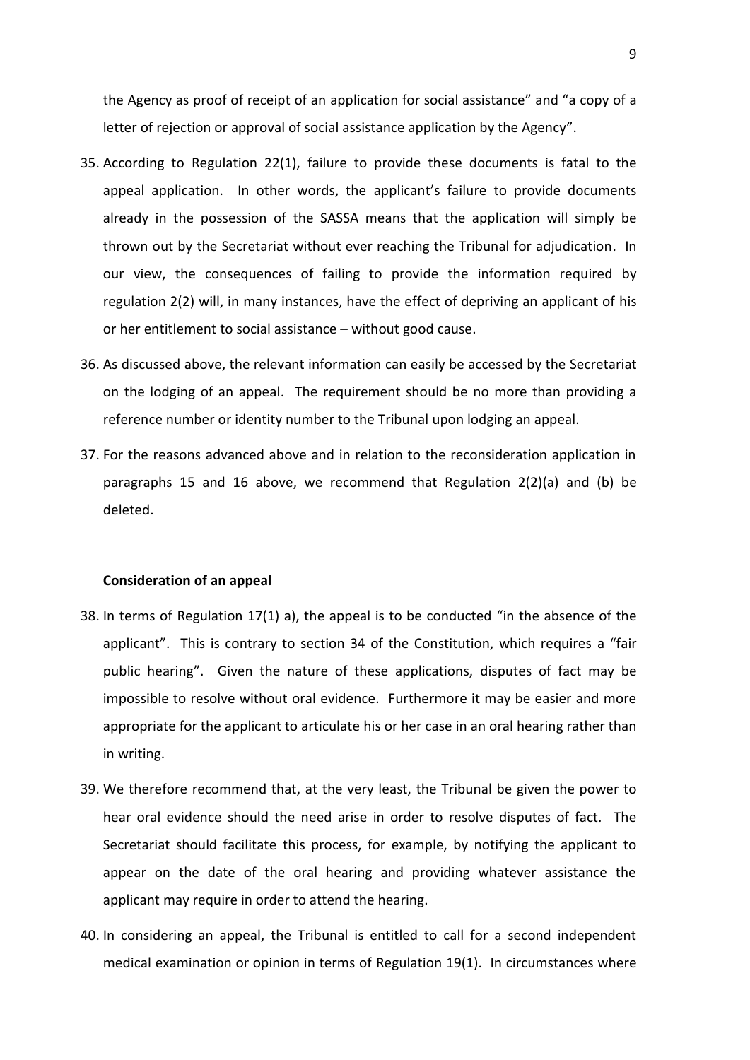the Agency as proof of receipt of an application for social assistance" and "a copy of a letter of rejection or approval of social assistance application by the Agency".

35. According to Regulation 22(1), failure to provide these documents is fatal to the appeal application. In other words, the applicant's failure to provide documents already in the possession of the SASSA means that the application will simply be thrown out by the Secretariat without ever reaching the Tribunal for adjudication. In our view, the consequences of failing to provide the information required by regulation 2(2) will, in many instances, have the effect of depriving an applicant of his or her entitlement to social assistance – without good cause.

36. As discussed above, the relevant information can easily be accessed by the Secretariat on the lodging of an appeal. The requirement should be no more than providing a reference number or identity number to the Tribunal upon lodging an appeal.

37. For the reasons advanced above and in relation to the reconsideration application in paragraphs 15 and 16 above, we recommend that Regulation 2(2)(a) and (b) be deleted.

**Consideration of an appeal**

38. In terms of Regulation 17(1) a), the appeal is to be conducted "in the absence of the applicant". This is contrary to section 34 of the Constitution, which requires a "fair public hearing". Given the nature of these applications, disputes of fact may be impossible to resolve without oral evidence. Furthermore it may be easier and more appropriate for the applicant to articulate his or her case in an oral hearing rather than in writing.

39. We therefore recommend that, at the very least, the Tribunal be given the power to hear oral evidence should the need arise in order to resolve disputes of fact. The Secretariat should facilitate this process, for example, by notifying the applicant to appear on the date of the oral hearing and providing whatever assistance the applicant may require in order to attend the hearing.

40. In considering an appeal, the Tribunal is entitled to call for a second independent medical examination or opinion in terms of Regulation 19(1). In circumstances where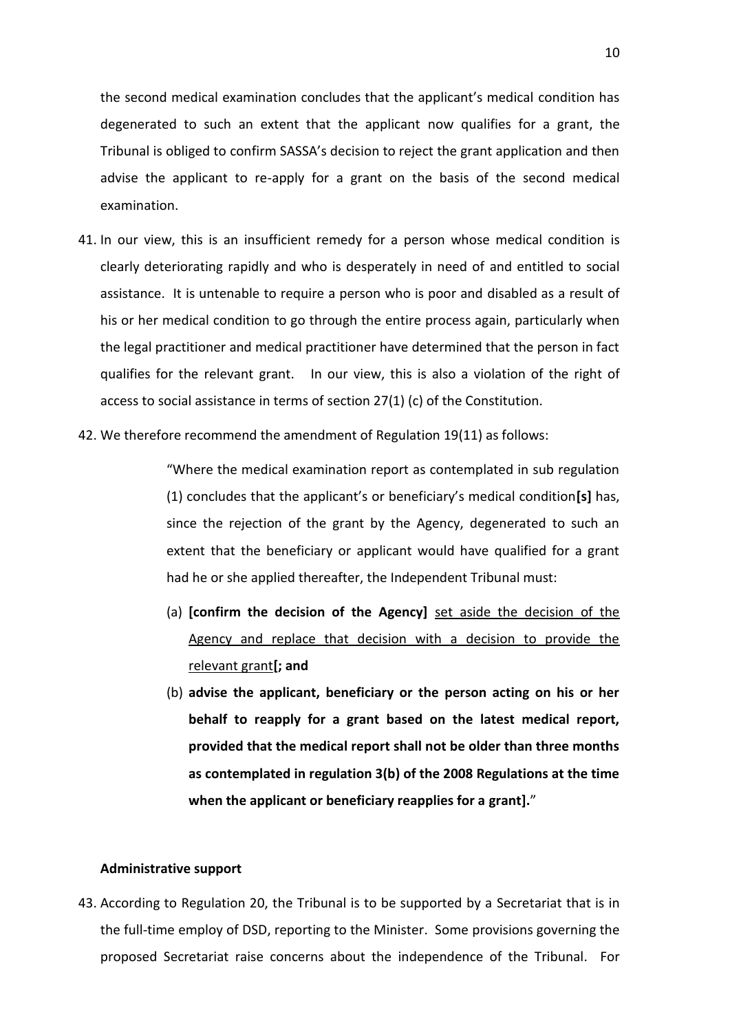the second medical examination concludes that the applicant's medical condition has degenerated to such an extent that the applicant now qualifies for a grant, the Tribunal is obliged to confirm SASSA's decision to reject the grant application and then advise the applicant to re-apply for a grant on the basis of the second medical examination.

41. In our view, this is an insufficient remedy for a person whose medical condition is clearly deteriorating rapidly and who is desperately in need of and entitled to social assistance. It is untenable to require a person who is poor and disabled as a result of his or her medical condition to go through the entire process again, particularly when the legal practitioner and medical practitioner have determined that the person in fact qualifies for the relevant grant. In our view, this is also a violation of the right of access to social assistance in terms of section 27(1) (c) of the Constitution.

42. We therefore recommend the amendment of Regulation 19(11) as follows:

> "Where the medical examination report as contemplated in sub regulation (1) concludes that the applicant's or beneficiary's medical condition**[s]** has, since the rejection of the grant by the Agency, degenerated to such an extent that the beneficiary or applicant would have qualified for a grant had he or she applied thereafter, the Independent Tribunal must:
>
> (a) **[confirm the decision of the Agency]** <u>set aside the decision of the Agency and replace that decision with a decision to provide the relevant grant</u>**[; and**
>
> (b) **advise the applicant, beneficiary or the person acting on his or her behalf to reapply for a grant based on the latest medical report, provided that the medical report shall not be older than three months as contemplated in regulation 3(b) of the 2008 Regulations at the time when the applicant or beneficiary reapplies for a grant].**"

**Administrative support**

43. According to Regulation 20, the Tribunal is to be supported by a Secretariat that is in the full-time employ of DSD, reporting to the Minister. Some provisions governing the proposed Secretariat raise concerns about the independence of the Tribunal. For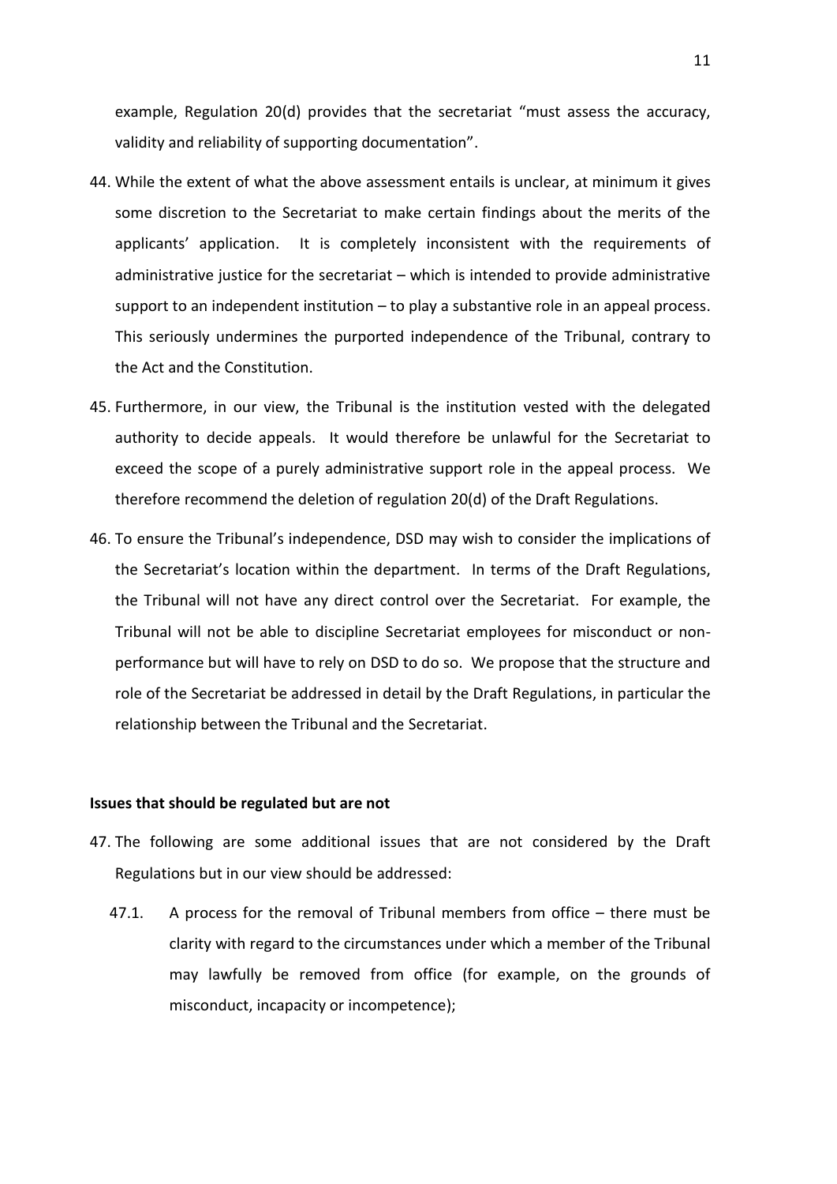example, Regulation 20(d) provides that the secretariat "must assess the accuracy, validity and reliability of supporting documentation".

44. While the extent of what the above assessment entails is unclear, at minimum it gives some discretion to the Secretariat to make certain findings about the merits of the applicants' application. It is completely inconsistent with the requirements of administrative justice for the secretariat – which is intended to provide administrative support to an independent institution – to play a substantive role in an appeal process. This seriously undermines the purported independence of the Tribunal, contrary to the Act and the Constitution.

45. Furthermore, in our view, the Tribunal is the institution vested with the delegated authority to decide appeals. It would therefore be unlawful for the Secretariat to exceed the scope of a purely administrative support role in the appeal process. We therefore recommend the deletion of regulation 20(d) of the Draft Regulations.

46. To ensure the Tribunal's independence, DSD may wish to consider the implications of the Secretariat's location within the department. In terms of the Draft Regulations, the Tribunal will not have any direct control over the Secretariat. For example, the Tribunal will not be able to discipline Secretariat employees for misconduct or non-performance but will have to rely on DSD to do so. We propose that the structure and role of the Secretariat be addressed in detail by the Draft Regulations, in particular the relationship between the Tribunal and the Secretariat.

**Issues that should be regulated but are not**

47. The following are some additional issues that are not considered by the Draft Regulations but in our view should be addressed:

    47.1. A process for the removal of Tribunal members from office – there must be clarity with regard to the circumstances under which a member of the Tribunal may lawfully be removed from office (for example, on the grounds of misconduct, incapacity or incompetence);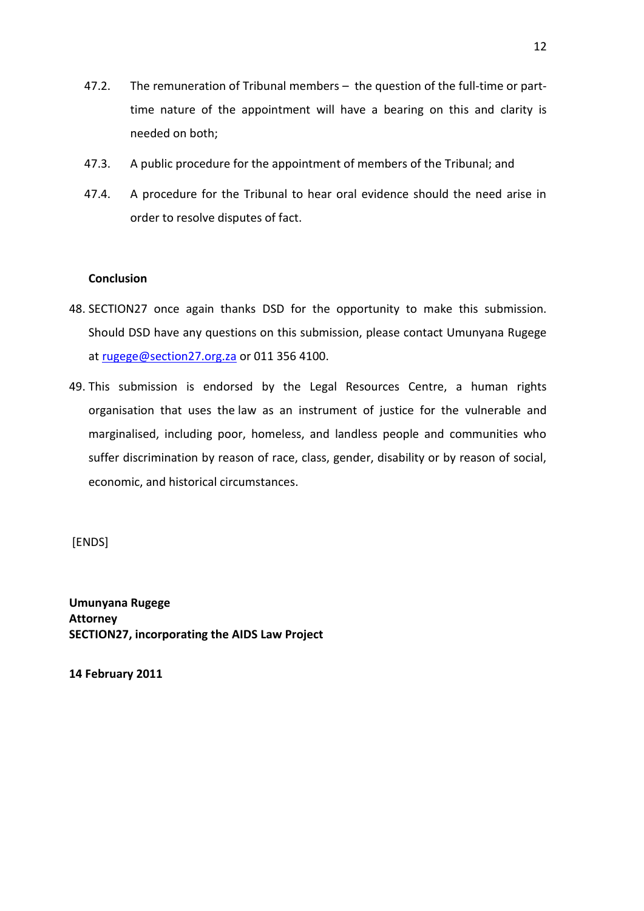47.2. The remuneration of Tribunal members – the question of the full-time or part-time nature of the appointment will have a bearing on this and clarity is needed on both;

47.3. A public procedure for the appointment of members of the Tribunal; and

47.4. A procedure for the Tribunal to hear oral evidence should the need arise in order to resolve disputes of fact.

**Conclusion**

48. SECTION27 once again thanks DSD for the opportunity to make this submission. Should DSD have any questions on this submission, please contact Umunyana Rugege at rugege@section27.org.za or 011 356 4100.

49. This submission is endorsed by the Legal Resources Centre, a human rights organisation that uses the law as an instrument of justice for the vulnerable and marginalised, including poor, homeless, and landless people and communities who suffer discrimination by reason of race, class, gender, disability or by reason of social, economic, and historical circumstances.

[ENDS]

**Umunyana Rugege**
**Attorney**
**SECTION27, incorporating the AIDS Law Project**

**14 February 2011**